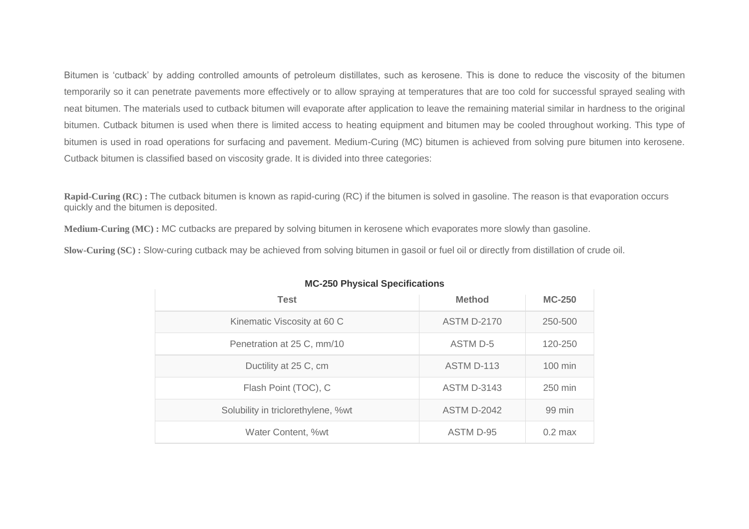Bitumen is ‘cutback’ by adding controlled amounts of petroleum distillates, such as kerosene. This is done to reduce the viscosity of the bitumen temporarily so it can penetrate pavements more effectively or to allow spraying at temperatures that are too cold for successful sprayed sealing with neat bitumen. The materials used to cutback bitumen will evaporate after application to leave the remaining material similar in hardness to the original bitumen. Cutback bitumen is used when there is limited access to heating equipment and bitumen may be cooled throughout working. This type of bitumen is used in road operations for surfacing and pavement. Medium-Curing (MC) bitumen is achieved from solving pure bitumen into kerosene. Cutback bitumen is classified based on viscosity grade. It is divided into three categories:

**Rapid-Curing (RC) :** The cutback bitumen is known as rapid-curing (RC) if the bitumen is solved in gasoline. The reason is that evaporation occurs quickly and the bitumen is deposited.

**Medium-Curing (MC) :** MC cutbacks are prepared by solving bitumen in kerosene which evaporates more slowly than gasoline.

**Slow-Curing (SC) :** Slow-curing cutback may be achieved from solving bitumen in gasoil or fuel oil or directly from distillation of crude oil.

**MC-250 Physical Specifications**

| Test | Method | MC-250 |
|---|---|---|
| Kinematic Viscosity at 60 C | ASTM D-2170 | 250-500 |
| Penetration at 25 C, mm/10 | ASTM D-5 | 120-250 |
| Ductility at 25 C, cm | ASTM D-113 | 100 min |
| Flash Point (TOC), C | ASTM D-3143 | 250 min |
| Solubility in triclorethylene, %wt | ASTM D-2042 | 99 min |
| Water Content, %wt | ASTM D-95 | 0.2 max |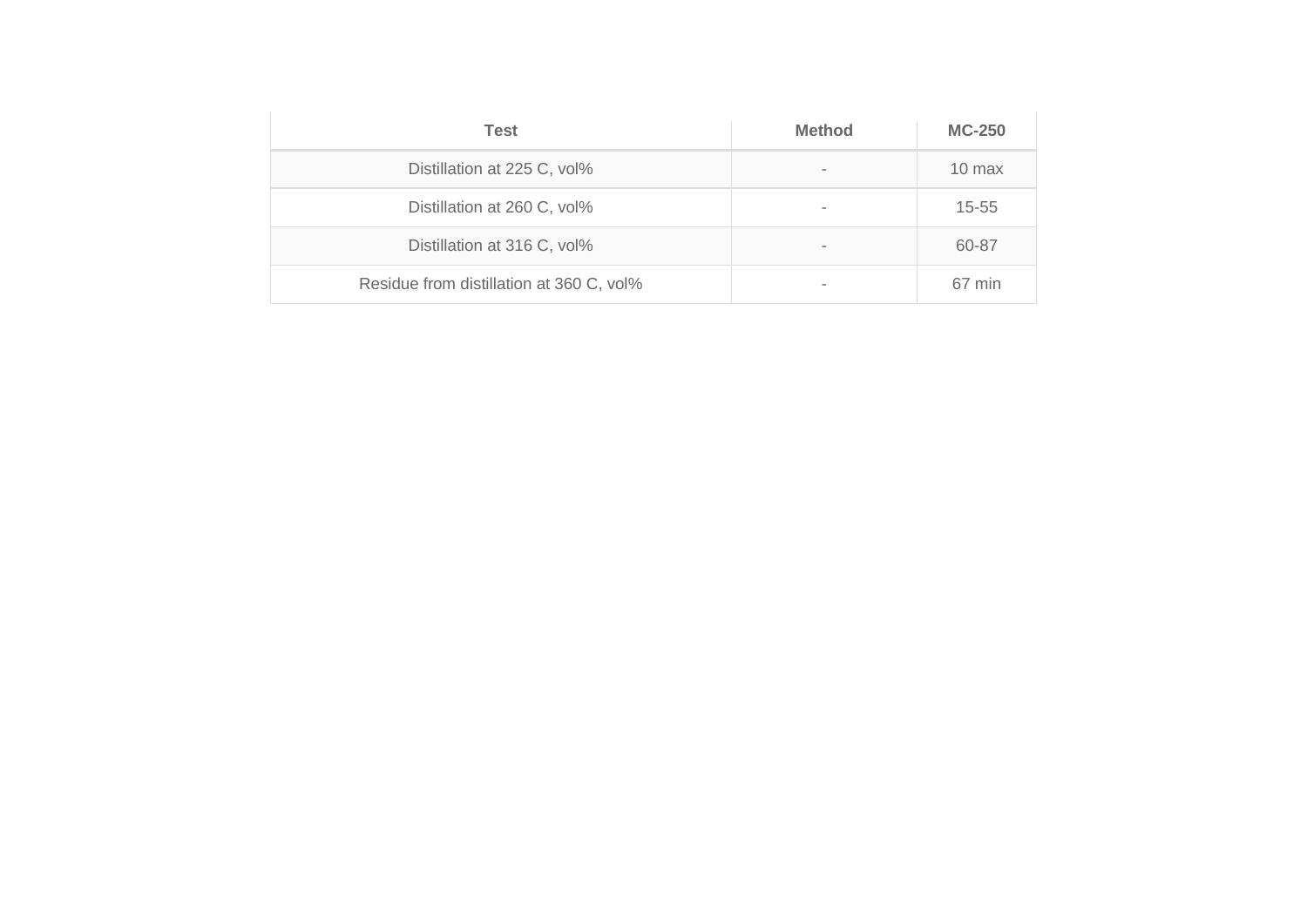| Test | Method | MC-250 |
|---|---|---|
| Distillation at 225 C, vol% | - | 10 max |
| Distillation at 260 C, vol% | - | 15-55 |
| Distillation at 316 C, vol% | - | 60-87 |
| Residue from distillation at 360 C, vol% | - | 67 min |